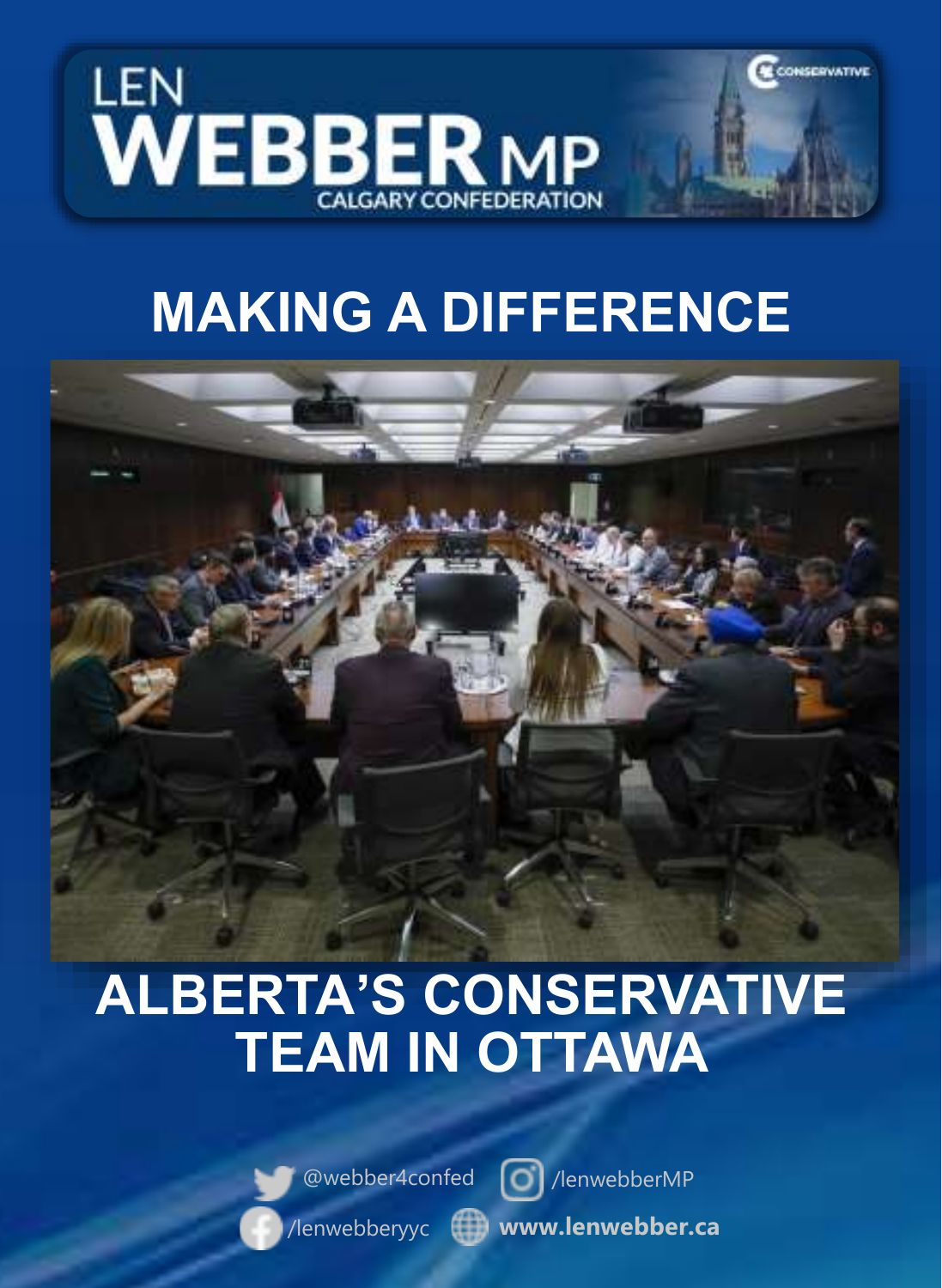# LEN WEBBER MP

CALGARY CONFEDERATION

CONSERVATIVE

## MAKING A DIFFERENCE

## ALBERTA'S CONSERVATIVE TEAM IN OTTAWA

@webber4confed

/lenwebberMP

/lenwebberyyc

**www.lenwebber.ca**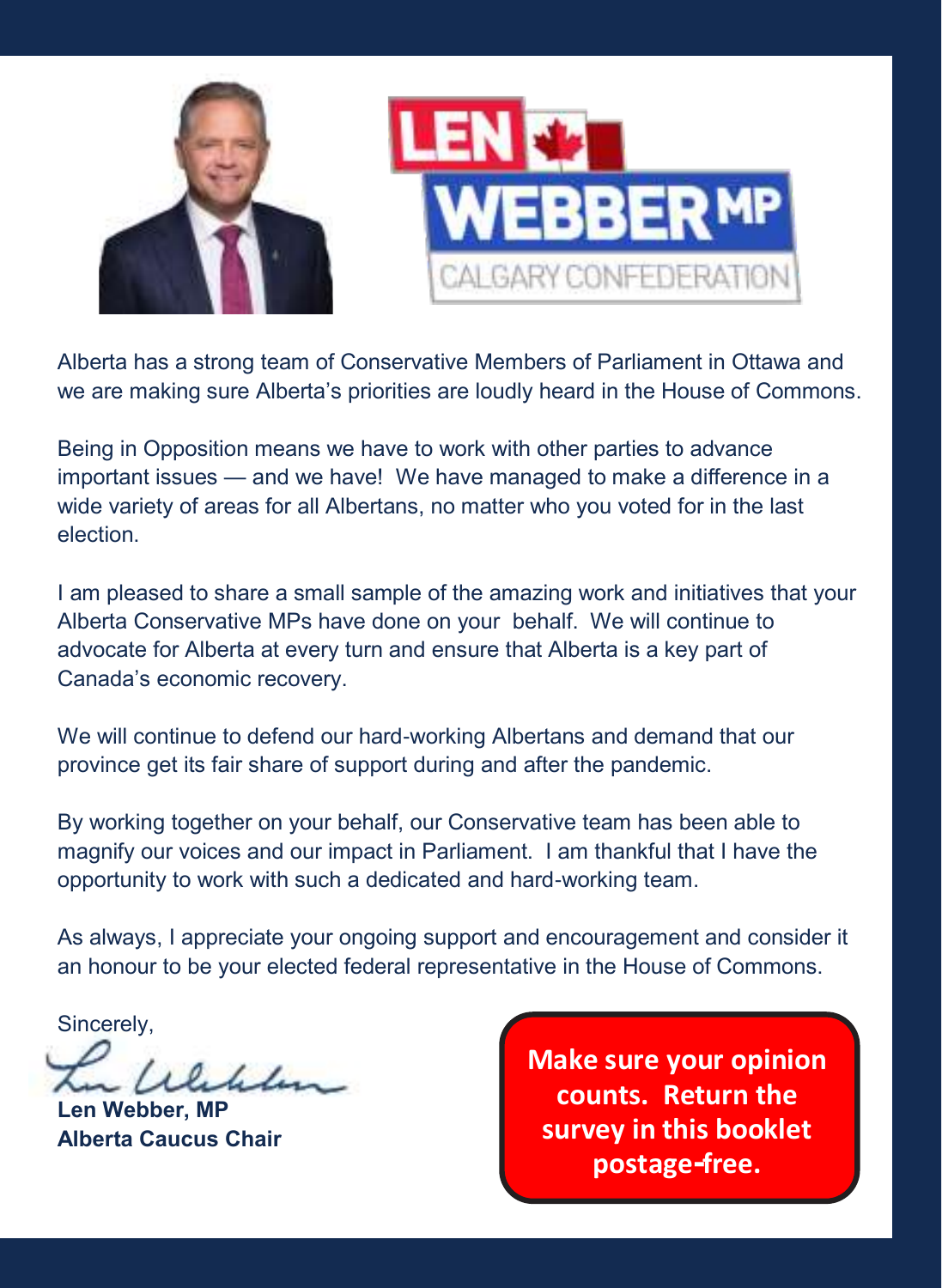LEN WEBBER MP
CALGARY CONFEDERATION

Alberta has a strong team of Conservative Members of Parliament in Ottawa and we are making sure Alberta's priorities are loudly heard in the House of Commons.

Being in Opposition means we have to work with other parties to advance important issues — and we have! We have managed to make a difference in a wide variety of areas for all Albertans, no matter who you voted for in the last election.

I am pleased to share a small sample of the amazing work and initiatives that your Alberta Conservative MPs have done on your behalf. We will continue to advocate for Alberta at every turn and ensure that Alberta is a key part of Canada's economic recovery.

We will continue to defend our hard-working Albertans and demand that our province get its fair share of support during and after the pandemic.

By working together on your behalf, our Conservative team has been able to magnify our voices and our impact in Parliament. I am thankful that I have the opportunity to work with such a dedicated and hard-working team.

As always, I appreciate your ongoing support and encouragement and consider it an honour to be your elected federal representative in the House of Commons.

Sincerely,

**Len Webber, MP**
**Alberta Caucus Chair**

**Make sure your opinion counts. Return the survey in this booklet postage-free.**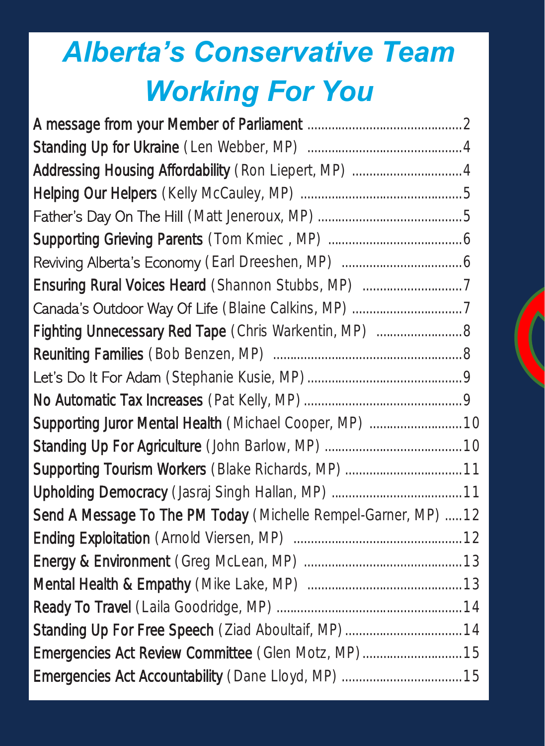# *Alberta's Conservative Team Working For You*

- **A message from your Member of Parliament** ....................................... 2
- **Standing Up for Ukraine** (Len Webber, MP) ....................................... 4
- **Addressing Housing Affordability** (Ron Liepert, MP) ....................................... 4
- **Helping Our Helpers** (Kelly McCauley, MP) ....................................... 5
- Father's Day On The Hill (Matt Jeneroux, MP) ....................................... 5
- **Supporting Grieving Parents** (Tom Kmiec , MP) ....................................... 6
- Reviving Alberta's Economy (Earl Dreeshen, MP) ....................................... 6
- **Ensuring Rural Voices Heard** (Shannon Stubbs, MP) ....................................... 7
- Canada's Outdoor Way Of Life (Blaine Calkins, MP) ....................................... 7
- **Fighting Unnecessary Red Tape** (Chris Warkentin, MP) ....................................... 8
- **Reuniting Families** (Bob Benzen, MP) ....................................... 8
- Let's Do It For Adam (Stephanie Kusie, MP) ....................................... 9
- **No Automatic Tax Increases** (Pat Kelly, MP) ....................................... 9
- **Supporting Juror Mental Health** (Michael Cooper, MP) ....................................... 10
- **Standing Up For Agriculture** (John Barlow, MP) ....................................... 10
- **Supporting Tourism Workers** (Blake Richards, MP) ....................................... 11
- **Upholding Democracy** (Jasraj Singh Hallan, MP) ....................................... 11
- **Send A Message To The PM Today** (Michelle Rempel-Garner, MP) ..... 12
- **Ending Exploitation** (Arnold Viersen, MP) ....................................... 12
- **Energy & Environment** (Greg McLean, MP) ....................................... 13
- **Mental Health & Empathy** (Mike Lake, MP) ....................................... 13
- **Ready To Travel** (Laila Goodridge, MP) ....................................... 14
- **Standing Up For Free Speech** (Ziad Aboultaif, MP) ....................................... 14
- **Emergencies Act Review Committee** (Glen Motz, MP) ....................................... 15
- **Emergencies Act Accountability** (Dane Lloyd, MP) ....................................... 15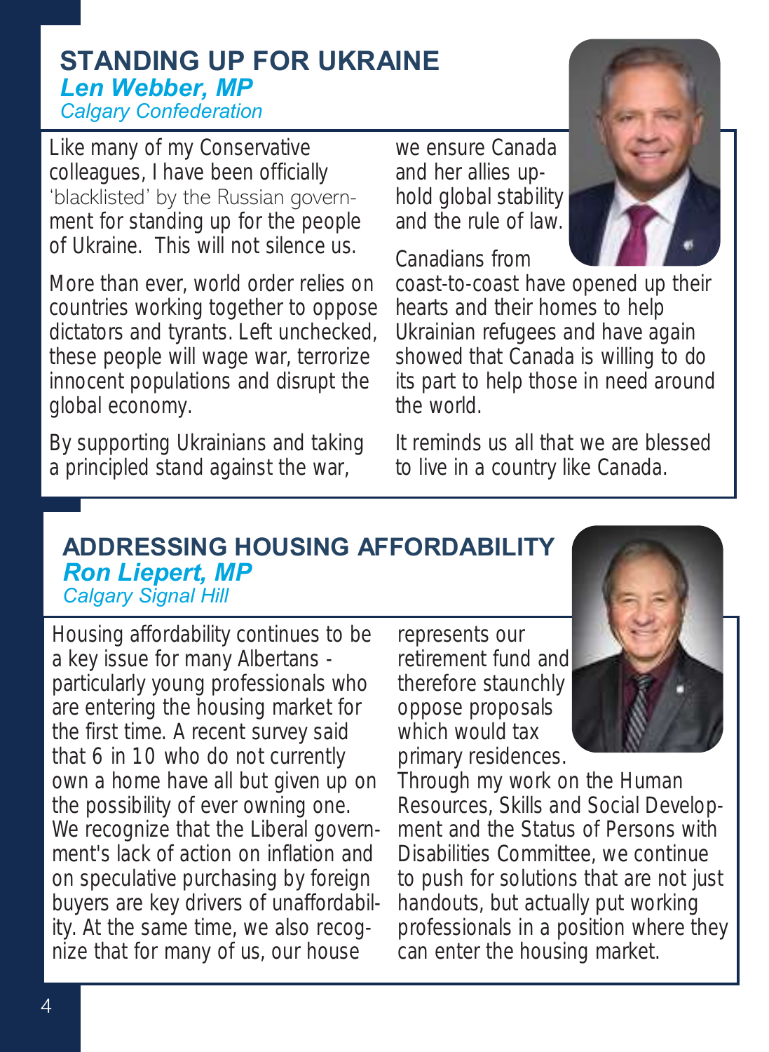## STANDING UP FOR UKRAINE

***Len Webber, MP***

*Calgary Confederation*

Like many of my Conservative colleagues, I have been officially 'blacklisted' by the Russian government for standing up for the people of Ukraine. This will not silence us.

More than ever, world order relies on countries working together to oppose dictators and tyrants. Left unchecked, these people will wage war, terrorize innocent populations and disrupt the global economy.

By supporting Ukrainians and taking a principled stand against the war, we ensure Canada and her allies uphold global stability and the rule of law.

Canadians from coast-to-coast have opened up their hearts and their homes to help Ukrainian refugees and have again showed that Canada is willing to do its part to help those in need around the world.

It reminds us all that we are blessed to live in a country like Canada.

## ADDRESSING HOUSING AFFORDABILITY

***Ron Liepert, MP***

*Calgary Signal Hill*

Housing affordability continues to be a key issue for many Albertans - particularly young professionals who are entering the housing market for the first time. A recent survey said that 6 in 10 who do not currently own a home have all but given up on the possibility of ever owning one. We recognize that the Liberal government's lack of action on inflation and on speculative purchasing by foreign buyers are key drivers of unaffordability. At the same time, we also recognize that for many of us, our house represents our retirement fund and therefore staunchly oppose proposals which would tax primary residences. Through my work on the Human Resources, Skills and Social Development and the Status of Persons with Disabilities Committee, we continue to push for solutions that are not just handouts, but actually put working professionals in a position where they can enter the housing market.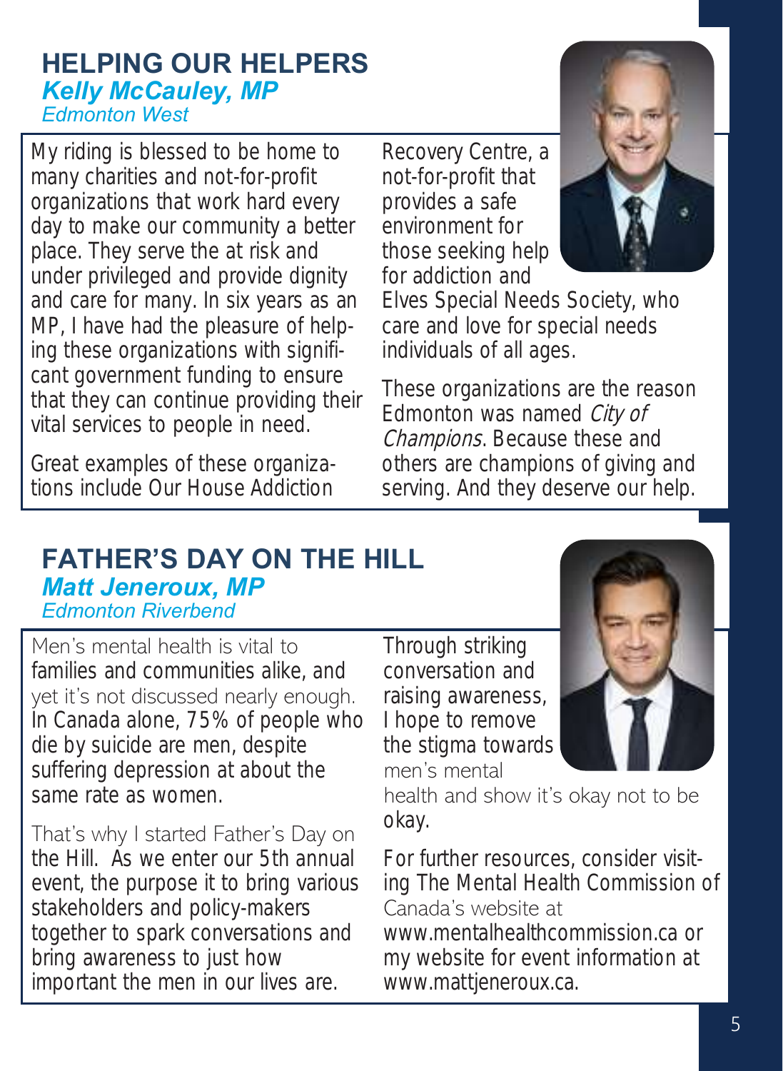## HELPING OUR HELPERS

***Kelly McCauley, MP***

*Edmonton West*

My riding is blessed to be home to many charities and not-for-profit organizations that work hard every day to make our community a better place. They serve the at risk and under privileged and provide dignity and care for many. In six years as an MP, I have had the pleasure of helping these organizations with significant government funding to ensure that they can continue providing their vital services to people in need.

Great examples of these organizations include Our House Addiction Recovery Centre, a not-for-profit that provides a safe environment for those seeking help for addiction and Elves Special Needs Society, who care and love for special needs individuals of all ages.

These organizations are the reason Edmonton was named *City of Champions*. Because these and others are champions of giving and serving. And they deserve our help.

## FATHER'S DAY ON THE HILL

***Matt Jeneroux, MP***

*Edmonton Riverbend*

Men's mental health is vital to families and communities alike, and yet it's not discussed nearly enough. In Canada alone, 75% of people who die by suicide are men, despite suffering depression at about the same rate as women.

That's why I started Father's Day on the Hill. As we enter our 5th annual event, the purpose it to bring various stakeholders and policy-makers together to spark conversations and bring awareness to just how important the men in our lives are.

Through striking conversation and raising awareness, I hope to remove the stigma towards men's mental health and show it's okay not to be okay.

For further resources, consider visiting The Mental Health Commission of Canada's website at www.mentalhealthcommission.ca or my website for event information at www.mattjeneroux.ca.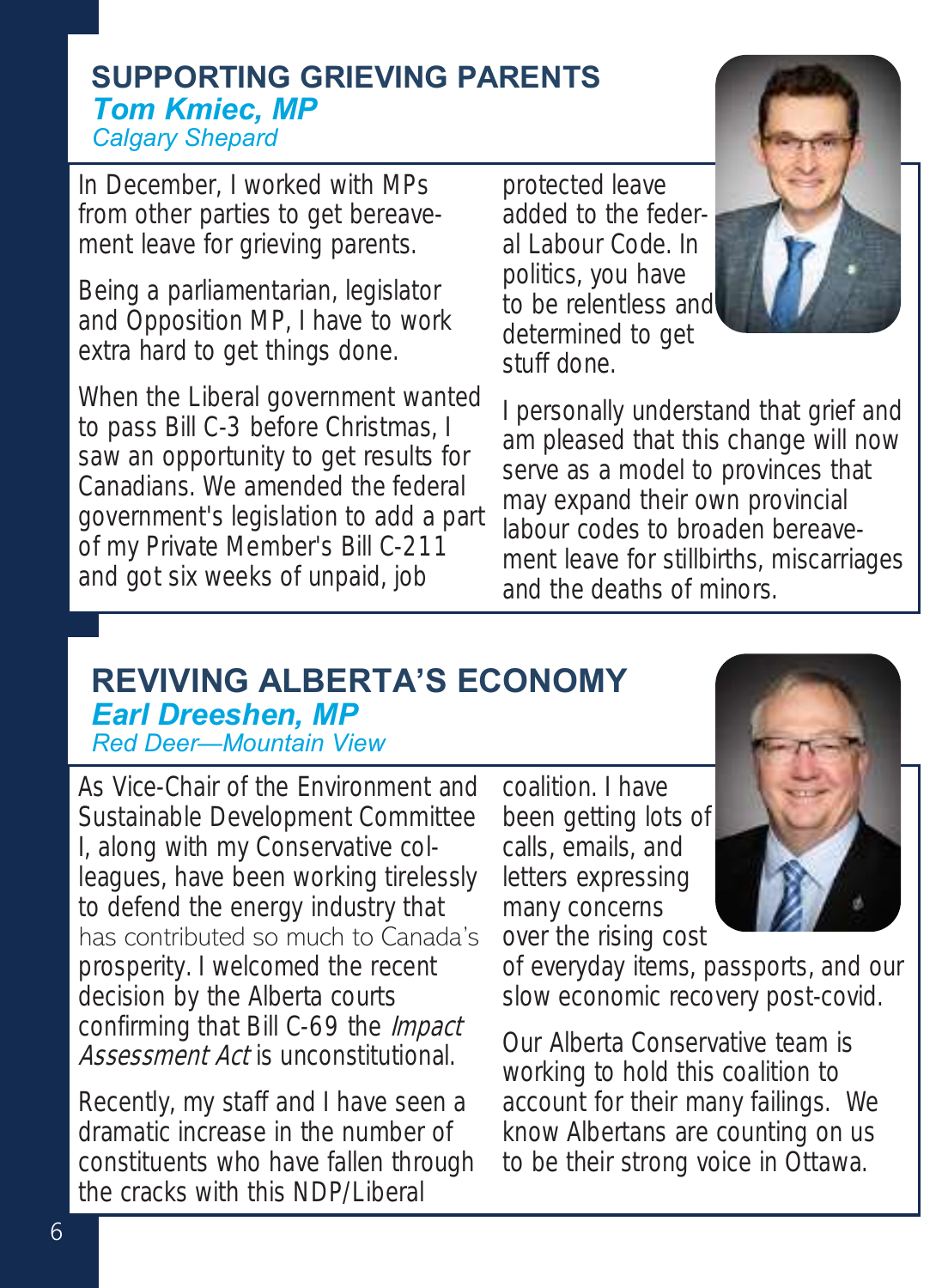## SUPPORTING GRIEVING PARENTS

***Tom Kmiec, MP***

*Calgary Shepard*

In December, I worked with MPs from other parties to get bereavement leave for grieving parents.

Being a parliamentarian, legislator and Opposition MP, I have to work extra hard to get things done.

When the Liberal government wanted to pass Bill C-3 before Christmas, I saw an opportunity to get results for Canadians. We amended the federal government's legislation to add a part of my Private Member's Bill C-211 and got six weeks of unpaid, job protected leave added to the federal Labour Code. In politics, you have to be relentless and determined to get stuff done.

I personally understand that grief and am pleased that this change will now serve as a model to provinces that may expand their own provincial labour codes to broaden bereavement leave for stillbirths, miscarriages and the deaths of minors.

## REVIVING ALBERTA'S ECONOMY

***Earl Dreeshen, MP***

*Red Deer—Mountain View*

As Vice-Chair of the Environment and Sustainable Development Committee I, along with my Conservative colleagues, have been working tirelessly to defend the energy industry that has contributed so much to Canada's prosperity. I welcomed the recent decision by the Alberta courts confirming that Bill C-69 the *Impact Assessment Act* is unconstitutional.

Recently, my staff and I have seen a dramatic increase in the number of constituents who have fallen through the cracks with this NDP/Liberal coalition. I have been getting lots of calls, emails, and letters expressing many concerns over the rising cost of everyday items, passports, and our slow economic recovery post-covid.

Our Alberta Conservative team is working to hold this coalition to account for their many failings. We know Albertans are counting on us to be their strong voice in Ottawa.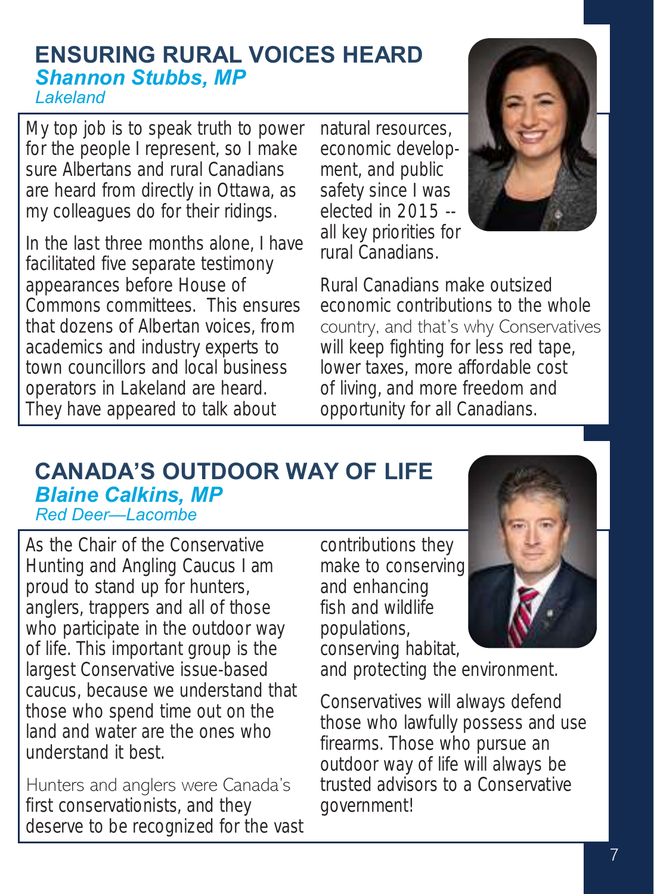## ENSURING RURAL VOICES HEARD

***Shannon Stubbs, MP***

*Lakeland*

My top job is to speak truth to power for the people I represent, so I make sure Albertans and rural Canadians are heard from directly in Ottawa, as my colleagues do for their ridings.

In the last three months alone, I have facilitated five separate testimony appearances before House of Commons committees. This ensures that dozens of Albertan voices, from academics and industry experts to town councillors and local business operators in Lakeland are heard. They have appeared to talk about natural resources, economic development, and public safety since I was elected in 2015 -- all key priorities for rural Canadians.

Rural Canadians make outsized economic contributions to the whole country, and that's why Conservatives will keep fighting for less red tape, lower taxes, more affordable cost of living, and more freedom and opportunity for all Canadians.

## CANADA'S OUTDOOR WAY OF LIFE

***Blaine Calkins, MP***

*Red Deer—Lacombe*

As the Chair of the Conservative Hunting and Angling Caucus I am proud to stand up for hunters, anglers, trappers and all of those who participate in the outdoor way of life. This important group is the largest Conservative issue-based caucus, because we understand that those who spend time out on the land and water are the ones who understand it best.

Hunters and anglers were Canada's first conservationists, and they deserve to be recognized for the vast contributions they make to conserving and enhancing fish and wildlife populations, conserving habitat, and protecting the environment.

Conservatives will always defend those who lawfully possess and use firearms. Those who pursue an outdoor way of life will always be trusted advisors to a Conservative government!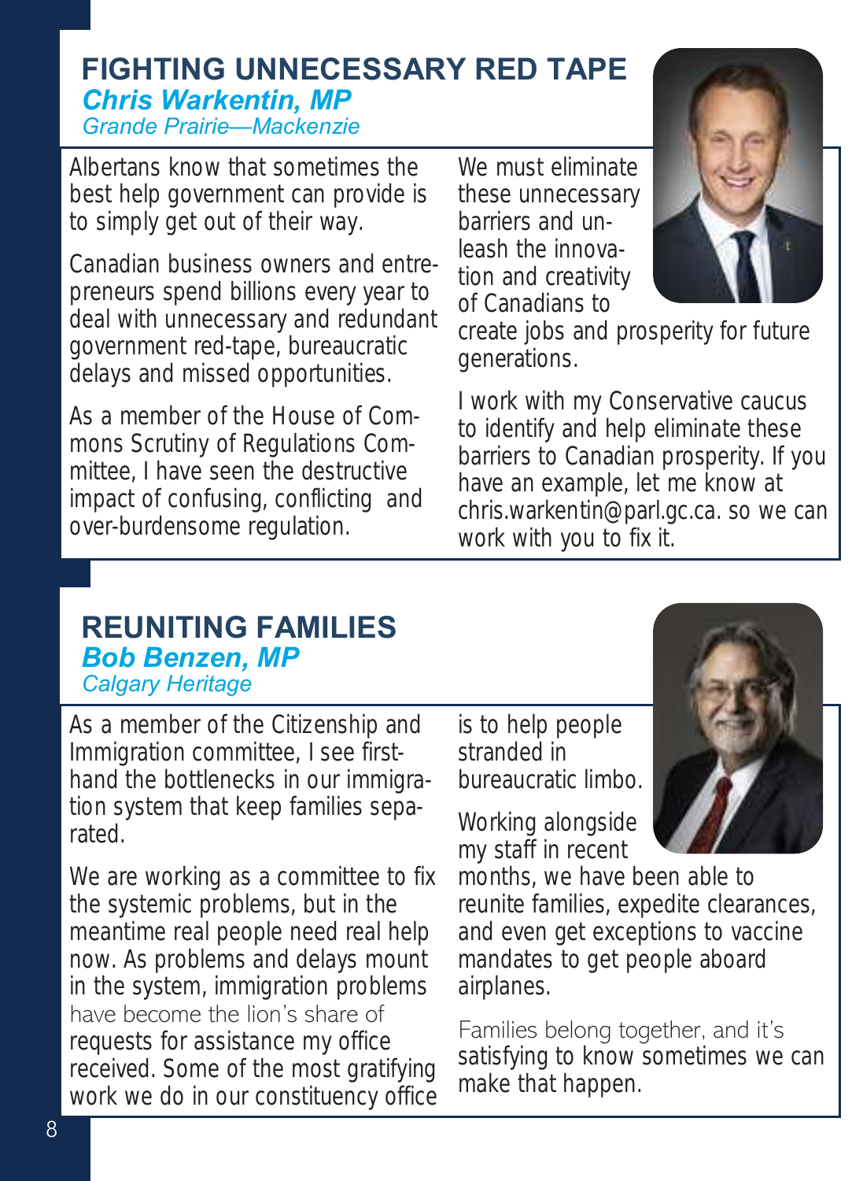## FIGHTING UNNECESSARY RED TAPE

***Chris Warkentin, MP***
*Grande Prairie—Mackenzie*

Albertans know that sometimes the best help government can provide is to simply get out of their way.

Canadian business owners and entrepreneurs spend billions every year to deal with unnecessary and redundant government red-tape, bureaucratic delays and missed opportunities.

As a member of the House of Commons Scrutiny of Regulations Committee, I have seen the destructive impact of confusing, conflicting and over-burdensome regulation.

We must eliminate these unnecessary barriers and unleash the innovation and creativity of Canadians to create jobs and prosperity for future generations.

I work with my Conservative caucus to identify and help eliminate these barriers to Canadian prosperity. If you have an example, let me know at chris.warkentin@parl.gc.ca. so we can work with you to fix it.

## REUNITING FAMILIES

***Bob Benzen, MP***
*Calgary Heritage*

As a member of the Citizenship and Immigration committee, I see first-hand the bottlenecks in our immigration system that keep families separated.

We are working as a committee to fix the systemic problems, but in the meantime real people need real help now. As problems and delays mount in the system, immigration problems have become the lion's share of requests for assistance my office received. Some of the most gratifying work we do in our constituency office is to help people stranded in bureaucratic limbo.

Working alongside my staff in recent months, we have been able to reunite families, expedite clearances, and even get exceptions to vaccine mandates to get people aboard airplanes.

Families belong together, and it's satisfying to know sometimes we can make that happen.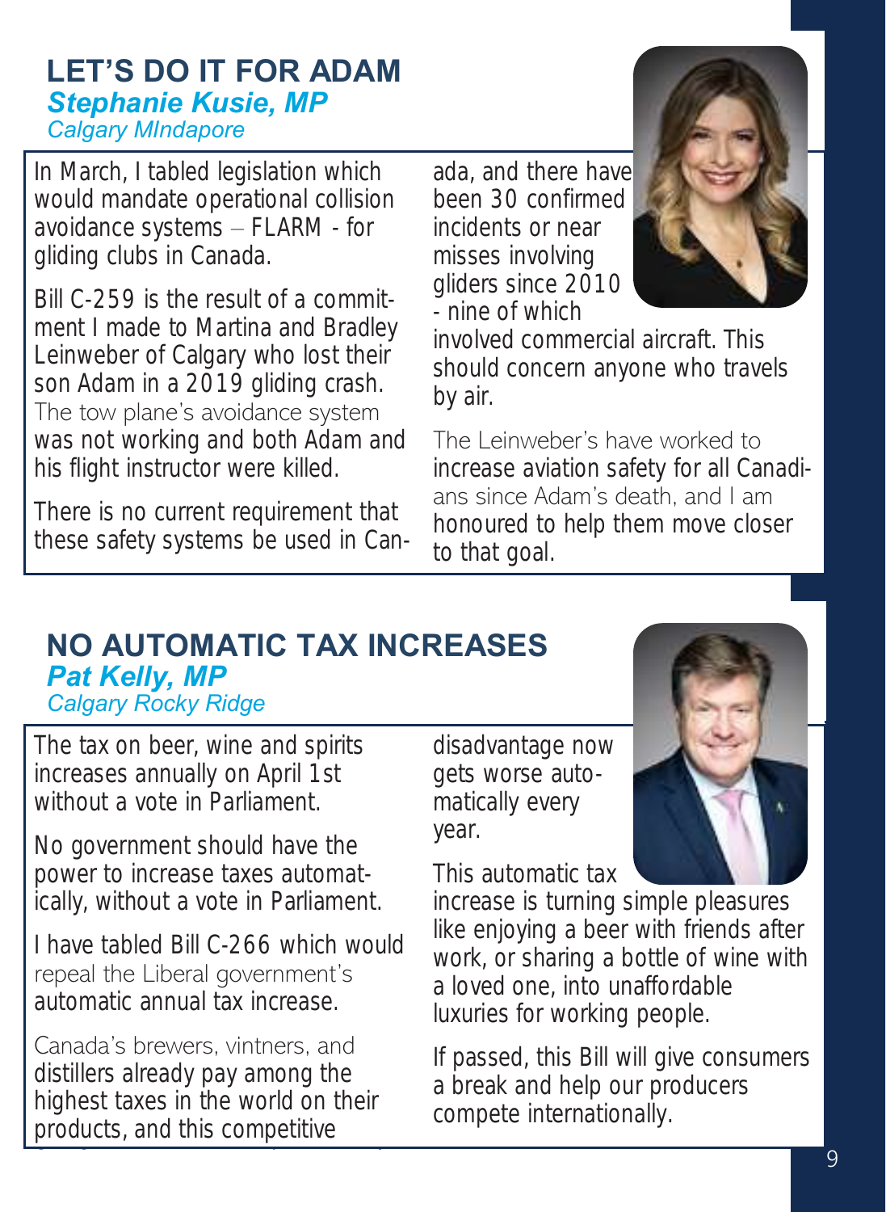## LET'S DO IT FOR ADAM

***Stephanie Kusie, MP***

*Calgary MIndapore*

In March, I tabled legislation which would mandate operational collision avoidance systems – FLARM - for gliding clubs in Canada.

Bill C-259 is the result of a commitment I made to Martina and Bradley Leinweber of Calgary who lost their son Adam in a 2019 gliding crash. The tow plane's avoidance system was not working and both Adam and his flight instructor were killed.

There is no current requirement that these safety systems be used in Canada, and there have been 30 confirmed incidents or near misses involving gliders since 2010 - nine of which involved commercial aircraft. This should concern anyone who travels by air.

The Leinweber's have worked to increase aviation safety for all Canadians since Adam's death, and I am honoured to help them move closer to that goal.

## NO AUTOMATIC TAX INCREASES

***Pat Kelly, MP***

*Calgary Rocky Ridge*

The tax on beer, wine and spirits increases annually on April 1st without a vote in Parliament.

No government should have the power to increase taxes automatically, without a vote in Parliament.

I have tabled Bill C-266 which would repeal the Liberal government's automatic annual tax increase.

Canada's brewers, vintners, and distillers already pay among the highest taxes in the world on their products, and this competitive disadvantage now gets worse automatically every year.

This automatic tax increase is turning simple pleasures like enjoying a beer with friends after work, or sharing a bottle of wine with a loved one, into unaffordable luxuries for working people.

If passed, this Bill will give consumers a break and help our producers compete internationally.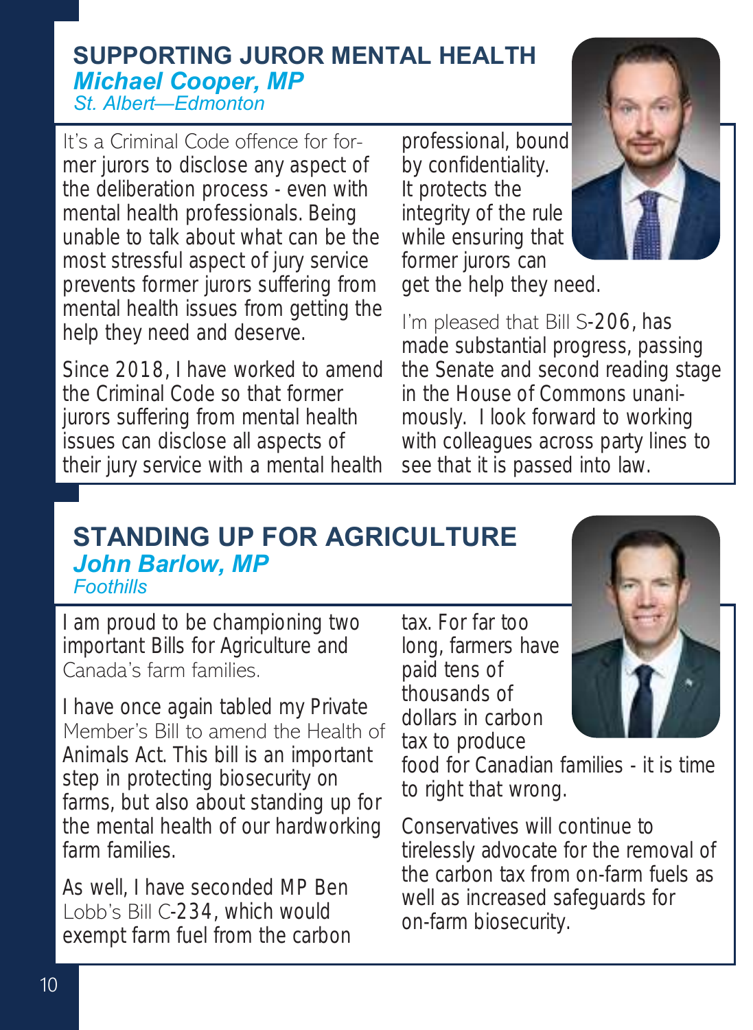## SUPPORTING JUROR MENTAL HEALTH

***Michael Cooper, MP***
*St. Albert—Edmonton*

It's a Criminal Code offence for former jurors to disclose any aspect of the deliberation process - even with mental health professionals. Being unable to talk about what can be the most stressful aspect of jury service prevents former jurors suffering from mental health issues from getting the help they need and deserve.

Since 2018, I have worked to amend the Criminal Code so that former jurors suffering from mental health issues can disclose all aspects of their jury service with a mental health professional, bound by confidentiality. It protects the integrity of the rule while ensuring that former jurors can get the help they need.

I'm pleased that Bill S-206, has made substantial progress, passing the Senate and second reading stage in the House of Commons unanimously. I look forward to working with colleagues across party lines to see that it is passed into law.

## STANDING UP FOR AGRICULTURE

***John Barlow, MP***
*Foothills*

I am proud to be championing two important Bills for Agriculture and Canada's farm families.

I have once again tabled my Private Member's Bill to amend the Health of Animals Act. This bill is an important step in protecting biosecurity on farms, but also about standing up for the mental health of our hardworking farm families.

As well, I have seconded MP Ben Lobb's Bill C-234, which would exempt farm fuel from the carbon tax. For far too long, farmers have paid tens of thousands of dollars in carbon tax to produce food for Canadian families - it is time to right that wrong.

Conservatives will continue to tirelessly advocate for the removal of the carbon tax from on-farm fuels as well as increased safeguards for on-farm biosecurity.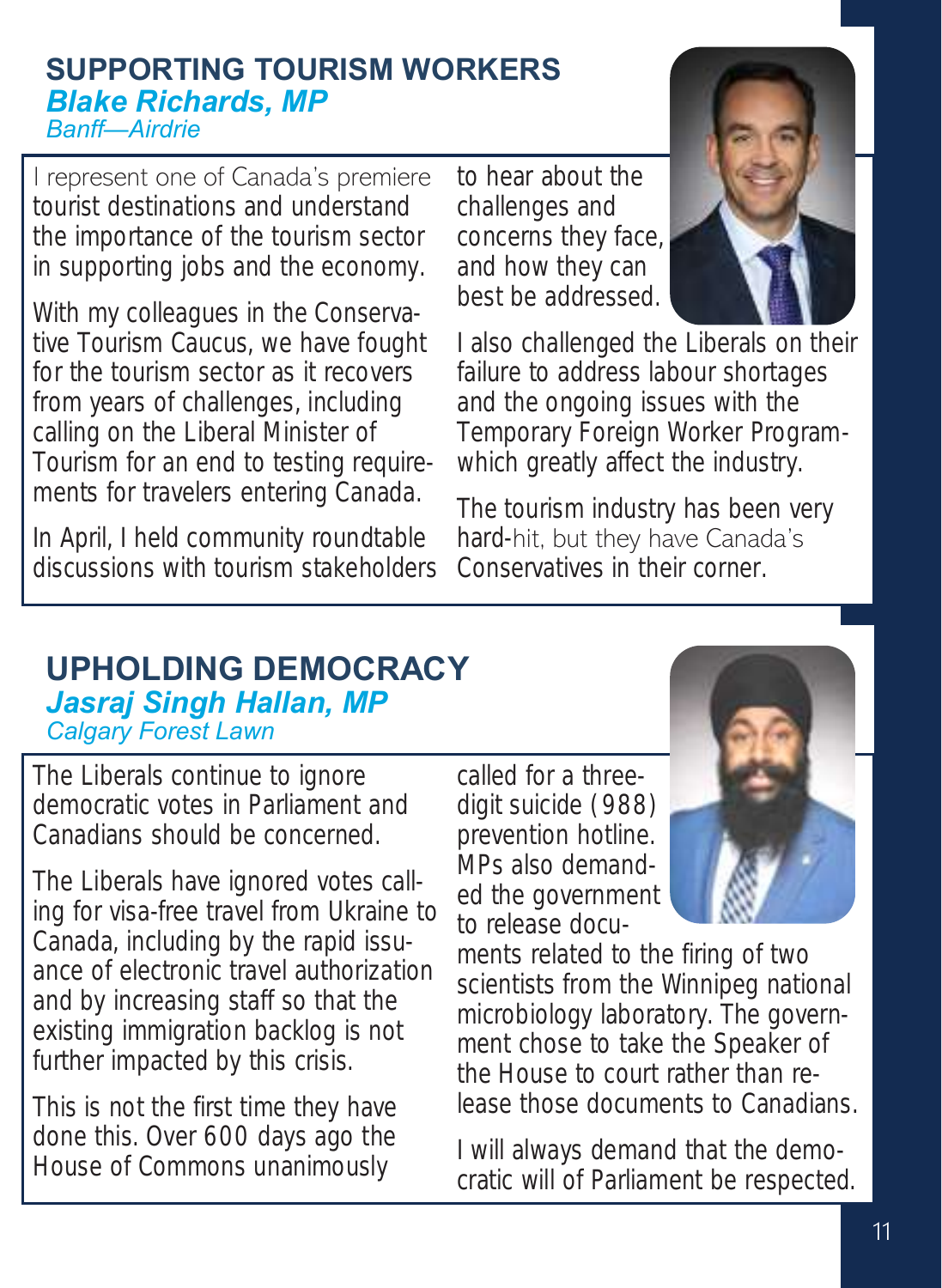## SUPPORTING TOURISM WORKERS

***Blake Richards, MP***

*Banff—Airdrie*

I represent one of Canada's premiere tourist destinations and understand the importance of the tourism sector in supporting jobs and the economy.

With my colleagues in the Conservative Tourism Caucus, we have fought for the tourism sector as it recovers from years of challenges, including calling on the Liberal Minister of Tourism for an end to testing requirements for travelers entering Canada.

In April, I held community roundtable discussions with tourism stakeholders to hear about the challenges and concerns they face, and how they can best be addressed.

I also challenged the Liberals on their failure to address labour shortages and the ongoing issues with the Temporary Foreign Worker Program- which greatly affect the industry.

The tourism industry has been very hard-hit, but they have Canada's Conservatives in their corner.

## UPHOLDING DEMOCRACY

***Jasraj Singh Hallan, MP***

*Calgary Forest Lawn*

The Liberals continue to ignore democratic votes in Parliament and Canadians should be concerned.

The Liberals have ignored votes calling for visa-free travel from Ukraine to Canada, including by the rapid issuance of electronic travel authorization and by increasing staff so that the existing immigration backlog is not further impacted by this crisis.

This is not the first time they have done this. Over 600 days ago the House of Commons unanimously called for a three-digit suicide (988) prevention hotline. MPs also demanded the government to release documents related to the firing of two scientists from the Winnipeg national microbiology laboratory. The government chose to take the Speaker of the House to court rather than release those documents to Canadians.

I will always demand that the democratic will of Parliament be respected.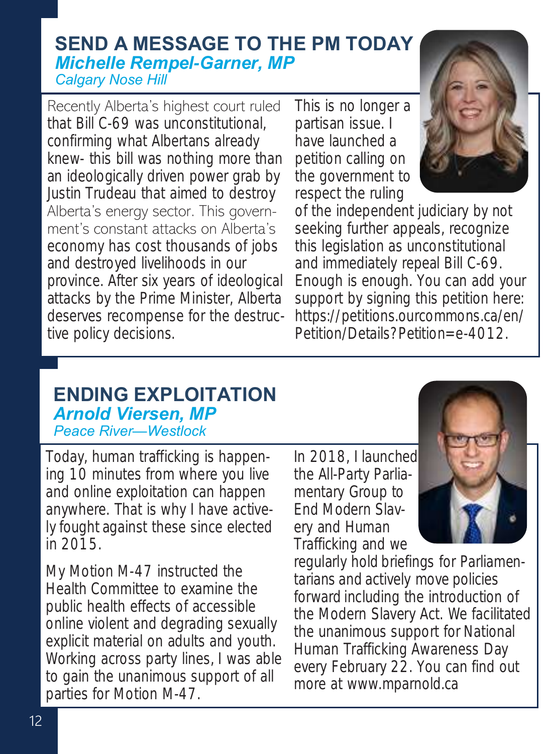## SEND A MESSAGE TO THE PM TODAY

***Michelle Rempel-Garner, MP***

*Calgary Nose Hill*

Recently Alberta's highest court ruled that Bill C-69 was unconstitutional, confirming what Albertans already knew- this bill was nothing more than an ideologically driven power grab by Justin Trudeau that aimed to destroy Alberta's energy sector. This government's constant attacks on Alberta's economy has cost thousands of jobs and destroyed livelihoods in our province. After six years of ideological attacks by the Prime Minister, Alberta deserves recompense for the destructive policy decisions.

This is no longer a partisan issue. I have launched a petition calling on the government to respect the ruling of the independent judiciary by not seeking further appeals, recognize this legislation as unconstitutional and immediately repeal Bill C-69. Enough is enough. You can add your support by signing this petition here: https://petitions.ourcommons.ca/en/Petition/Details?Petition=e-4012.

## ENDING EXPLOITATION

***Arnold Viersen, MP***

*Peace River—Westlock*

Today, human trafficking is happening 10 minutes from where you live and online exploitation can happen anywhere. That is why I have actively fought against these since elected in 2015.

My Motion M-47 instructed the Health Committee to examine the public health effects of accessible online violent and degrading sexually explicit material on adults and youth. Working across party lines, I was able to gain the unanimous support of all parties for Motion M-47.

In 2018, I launched the All-Party Parliamentary Group to End Modern Slavery and Human Trafficking and we regularly hold briefings for Parliamentarians and actively move policies forward including the introduction of the Modern Slavery Act. We facilitated the unanimous support for National Human Trafficking Awareness Day every February 22. You can find out more at www.mparnold.ca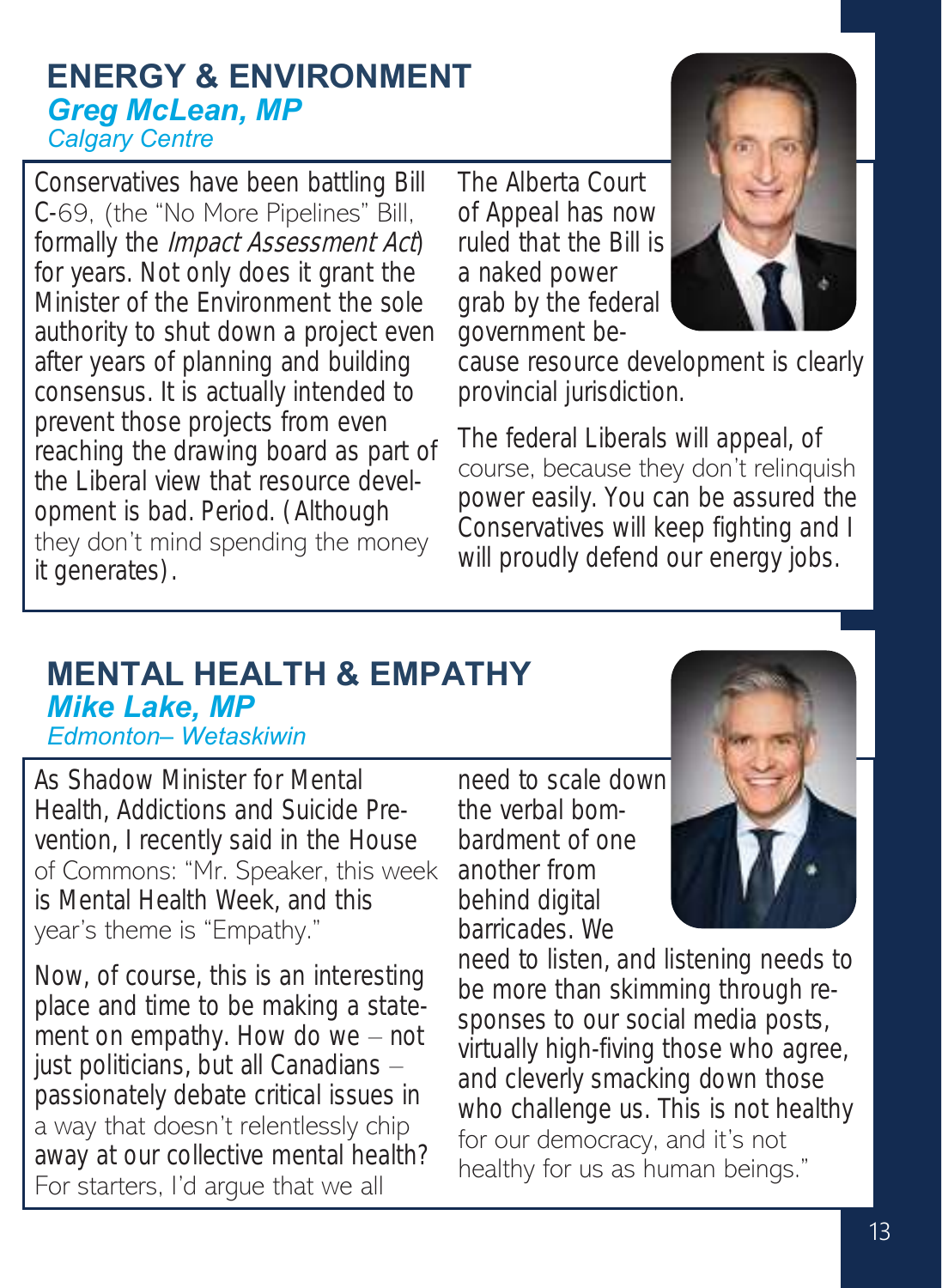## ENERGY & ENVIRONMENT

***Greg McLean, MP***

*Calgary Centre*

Conservatives have been battling Bill C-69, (the "No More Pipelines" Bill, formally the *Impact Assessment Act*) for years. Not only does it grant the Minister of the Environment the sole authority to shut down a project even after years of planning and building consensus. It is actually intended to prevent those projects from even reaching the drawing board as part of the Liberal view that resource development is bad. Period. (Although they don't mind spending the money it generates).

The Alberta Court of Appeal has now ruled that the Bill is a naked power grab by the federal government because resource development is clearly provincial jurisdiction.

The federal Liberals will appeal, of course, because they don't relinquish power easily. You can be assured the Conservatives will keep fighting and I will proudly defend our energy jobs.

## MENTAL HEALTH & EMPATHY

***Mike Lake, MP***

*Edmonton– Wetaskiwin*

As Shadow Minister for Mental Health, Addictions and Suicide Prevention, I recently said in the House of Commons: "Mr. Speaker, this week is Mental Health Week, and this year's theme is "Empathy."

Now, of course, this is an interesting place and time to be making a statement on empathy. How do we – not just politicians, but all Canadians – passionately debate critical issues in a way that doesn't relentlessly chip away at our collective mental health? For starters, I'd argue that we all need to scale down the verbal bombardment of one another from behind digital barricades. We need to listen, and listening needs to be more than skimming through responses to our social media posts, virtually high-fiving those who agree, and cleverly smacking down those who challenge us. This is not healthy for our democracy, and it's not healthy for us as human beings."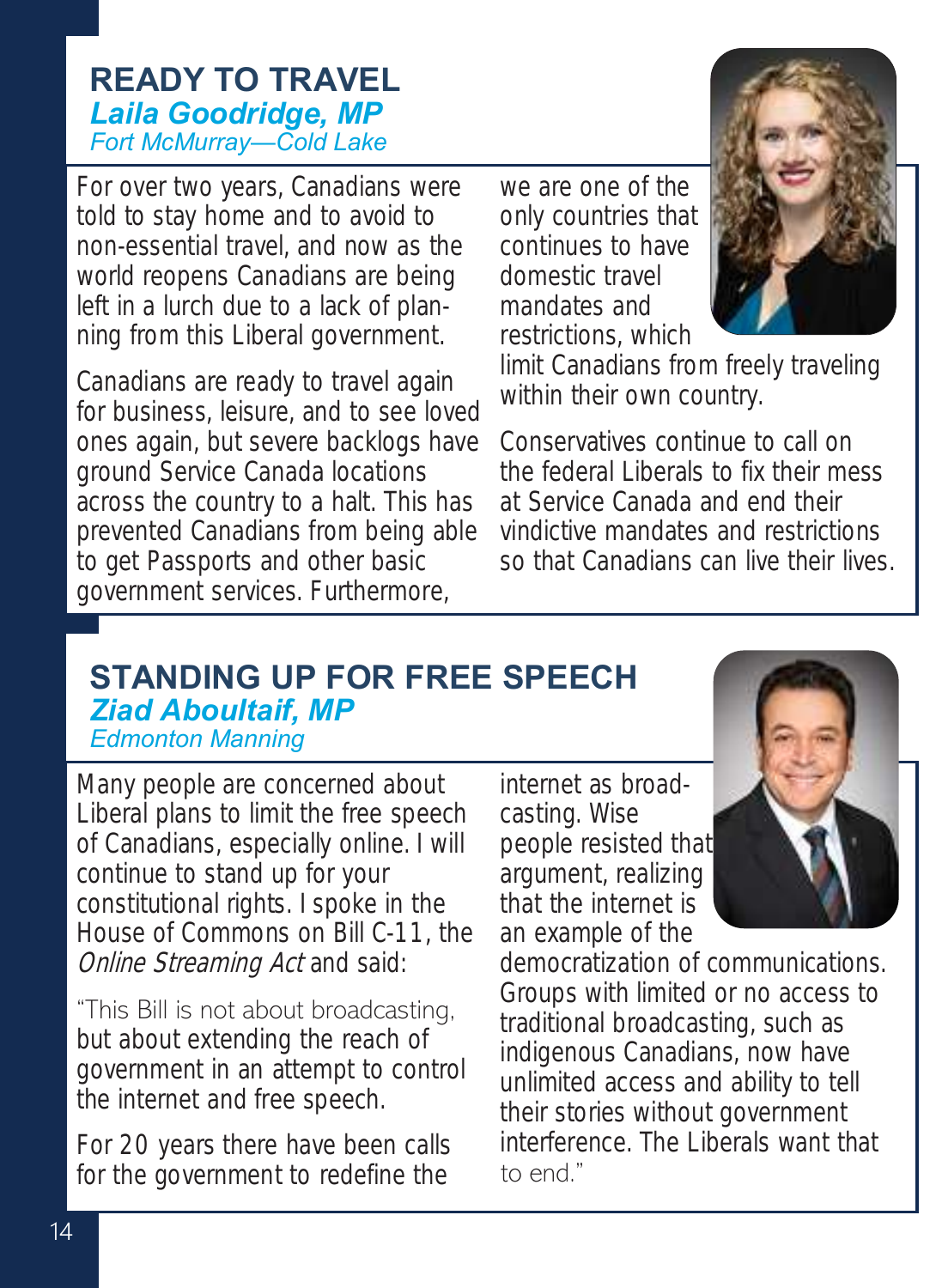## READY TO TRAVEL

***Laila Goodridge, MP***
*Fort McMurray—Cold Lake*

For over two years, Canadians were told to stay home and to avoid to non-essential travel, and now as the world reopens Canadians are being left in a lurch due to a lack of planning from this Liberal government.

Canadians are ready to travel again for business, leisure, and to see loved ones again, but severe backlogs have ground Service Canada locations across the country to a halt. This has prevented Canadians from being able to get Passports and other basic government services. Furthermore, we are one of the only countries that continues to have domestic travel mandates and restrictions, which limit Canadians from freely traveling within their own country.

Conservatives continue to call on the federal Liberals to fix their mess at Service Canada and end their vindictive mandates and restrictions so that Canadians can live their lives.

## STANDING UP FOR FREE SPEECH

***Ziad Aboultaif, MP***
*Edmonton Manning*

Many people are concerned about Liberal plans to limit the free speech of Canadians, especially online. I will continue to stand up for your constitutional rights. I spoke in the House of Commons on Bill C-11, the *Online Streaming Act* and said:

"This Bill is not about broadcasting, but about extending the reach of government in an attempt to control the internet and free speech.

For 20 years there have been calls for the government to redefine the internet as broadcasting. Wise people resisted that argument, realizing that the internet is an example of the democratization of communications. Groups with limited or no access to traditional broadcasting, such as indigenous Canadians, now have unlimited access and ability to tell their stories without government interference. The Liberals want that to end."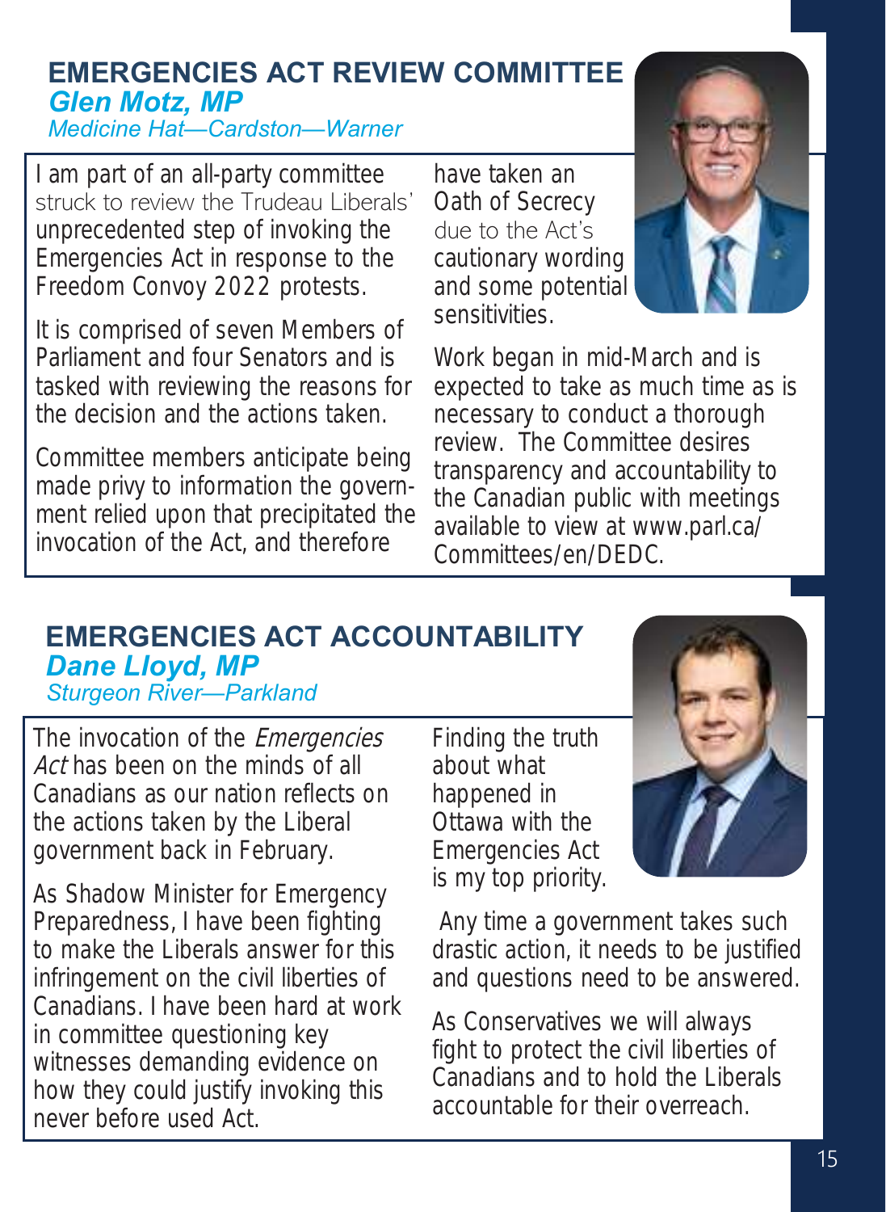## EMERGENCIES ACT REVIEW COMMITTEE

***Glen Motz, MP***

*Medicine Hat—Cardston—Warner*

I am part of an all-party committee struck to review the Trudeau Liberals' unprecedented step of invoking the Emergencies Act in response to the Freedom Convoy 2022 protests.

It is comprised of seven Members of Parliament and four Senators and is tasked with reviewing the reasons for the decision and the actions taken.

Committee members anticipate being made privy to information the government relied upon that precipitated the invocation of the Act, and therefore have taken an Oath of Secrecy due to the Act's cautionary wording and some potential sensitivities.

Work began in mid-March and is expected to take as much time as is necessary to conduct a thorough review. The Committee desires transparency and accountability to the Canadian public with meetings available to view at www.parl.ca/Committees/en/DEDC.

## EMERGENCIES ACT ACCOUNTABILITY

***Dane Lloyd, MP***

*Sturgeon River—Parkland*

The invocation of the *Emergencies Act* has been on the minds of all Canadians as our nation reflects on the actions taken by the Liberal government back in February.

As Shadow Minister for Emergency Preparedness, I have been fighting to make the Liberals answer for this infringement on the civil liberties of Canadians. I have been hard at work in committee questioning key witnesses demanding evidence on how they could justify invoking this never before used Act.

Finding the truth about what happened in Ottawa with the Emergencies Act is my top priority.

Any time a government takes such drastic action, it needs to be justified and questions need to be answered.

As Conservatives we will always fight to protect the civil liberties of Canadians and to hold the Liberals accountable for their overreach.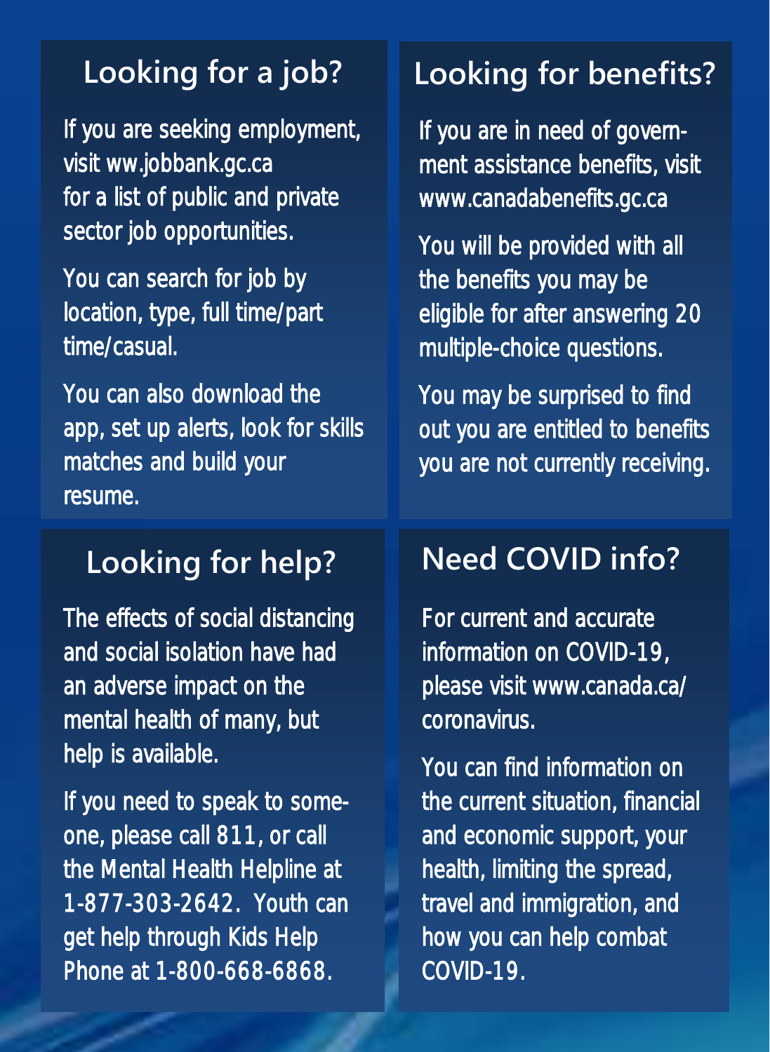## Looking for a job?

If you are seeking employment, visit ww.jobbank.gc.ca for a list of public and private sector job opportunities.

You can search for job by location, type, full time/part time/casual.

You can also download the app, set up alerts, look for skills matches and build your resume.

## Looking for benefits?

If you are in need of government assistance benefits, visit www.canadabenefits.gc.ca

You will be provided with all the benefits you may be eligible for after answering 20 multiple-choice questions.

You may be surprised to find out you are entitled to benefits you are not currently receiving.

## Looking for help?

The effects of social distancing and social isolation have had an adverse impact on the mental health of many, but help is available.

If you need to speak to someone, please call 811, or call the Mental Health Helpline at 1-877-303-2642. Youth can get help through Kids Help Phone at 1-800-668-6868.

## Need COVID info?

For current and accurate information on COVID-19, please visit www.canada.ca/coronavirus.

You can find information on the current situation, financial and economic support, your health, limiting the spread, travel and immigration, and how you can help combat COVID-19.